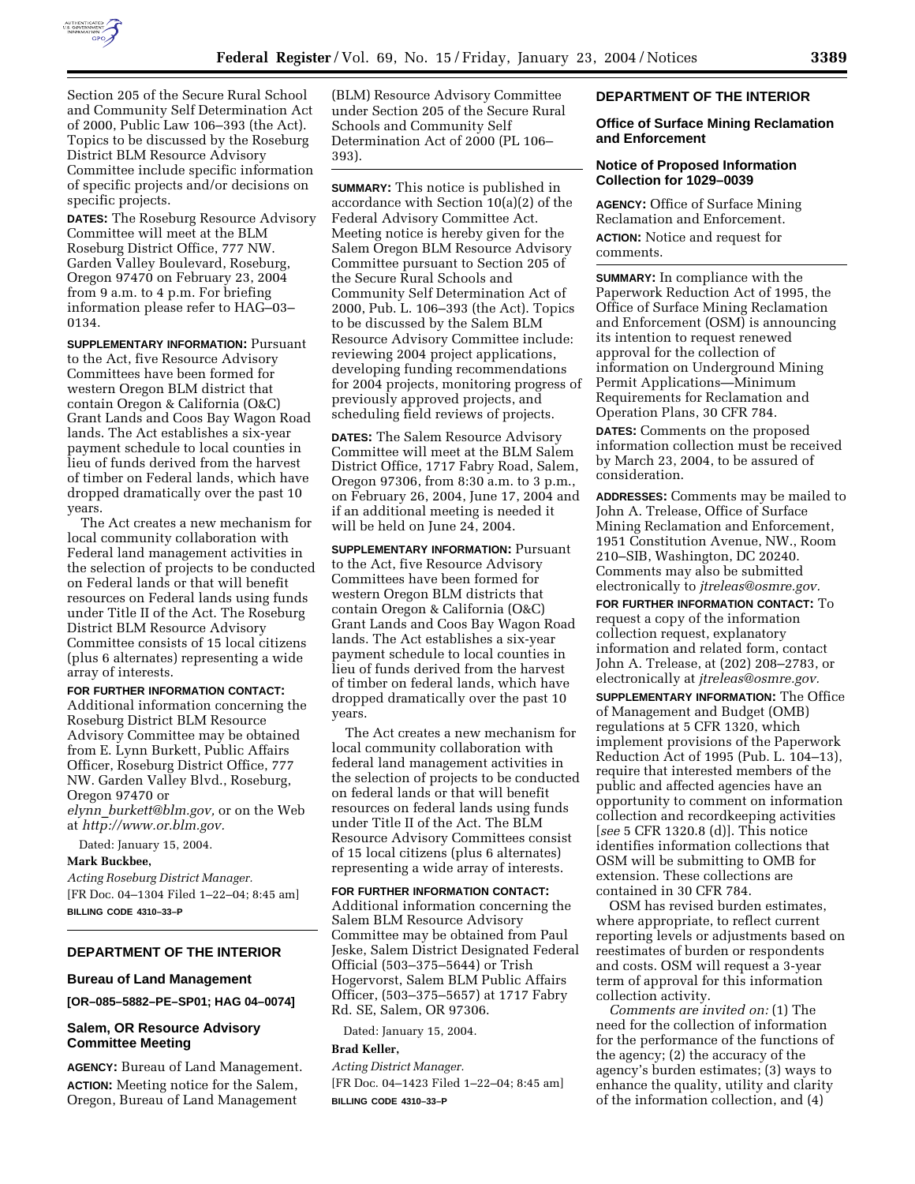Section 205 of the Secure Rural School and Community Self Determination Act of 2000, Public Law 106–393 (the Act). Topics to be discussed by the Roseburg District BLM Resource Advisory Committee include specific information of specific projects and/or decisions on specific projects.

**DATES:** The Roseburg Resource Advisory Committee will meet at the BLM Roseburg District Office, 777 NW. Garden Valley Boulevard, Roseburg, Oregon 97470 on February 23, 2004 from 9 a.m. to 4 p.m. For briefing information please refer to HAG–03–0134.

**SUPPLEMENTARY INFORMATION:** Pursuant to the Act, five Resource Advisory Committees have been formed for western Oregon BLM district that contain Oregon & California (O&C) Grant Lands and Coos Bay Wagon Road lands. The Act establishes a six-year payment schedule to local counties in lieu of funds derived from the harvest of timber on Federal lands, which have dropped dramatically over the past 10 years.

The Act creates a new mechanism for local community collaboration with Federal land management activities in the selection of projects to be conducted on Federal lands or that will benefit resources on Federal lands using funds under Title II of the Act. The Roseburg District BLM Resource Advisory Committee consists of 15 local citizens (plus 6 alternates) representing a wide array of interests.

**FOR FURTHER INFORMATION CONTACT:** Additional information concerning the Roseburg District BLM Resource Advisory Committee may be obtained from E. Lynn Burkett, Public Affairs Officer, Roseburg District Office, 777 NW. Garden Valley Blvd., Roseburg, Oregon 97470 or *elynn_burkett@blm.gov,* or on the Web at *http://www.or.blm.gov.*

Dated: January 15, 2004.

**Mark Buckbee,**

*Acting Roseburg District Manager.*

[FR Doc. 04–1304 Filed 1–22–04; 8:45 am]

**BILLING CODE 4310–33–P**

## DEPARTMENT OF THE INTERIOR

### Bureau of Land Management

**[OR–085–5882–PE–SP01; HAG 04–0074]**

### Salem, OR Resource Advisory Committee Meeting

**AGENCY:** Bureau of Land Management.

**ACTION:** Meeting notice for the Salem, Oregon, Bureau of Land Management (BLM) Resource Advisory Committee under Section 205 of the Secure Rural Schools and Community Self Determination Act of 2000 (PL 106–393).

**SUMMARY:** This notice is published in accordance with Section 10(a)(2) of the Federal Advisory Committee Act. Meeting notice is hereby given for the Salem Oregon BLM Resource Advisory Committee pursuant to Section 205 of the Secure Rural Schools and Community Self Determination Act of 2000, Pub. L. 106–393 (the Act). Topics to be discussed by the Salem BLM Resource Advisory Committee include: reviewing 2004 project applications, developing funding recommendations for 2004 projects, monitoring progress of previously approved projects, and scheduling field reviews of projects.

**DATES:** The Salem Resource Advisory Committee will meet at the BLM Salem District Office, 1717 Fabry Road, Salem, Oregon 97306, from 8:30 a.m. to 3 p.m., on February 26, 2004, June 17, 2004 and if an additional meeting is needed it will be held on June 24, 2004.

**SUPPLEMENTARY INFORMATION:** Pursuant to the Act, five Resource Advisory Committees have been formed for western Oregon BLM districts that contain Oregon & California (O&C) Grant Lands and Coos Bay Wagon Road lands. The Act establishes a six-year payment schedule to local counties in lieu of funds derived from the harvest of timber on federal lands, which have dropped dramatically over the past 10 years.

The Act creates a new mechanism for local community collaboration with federal land management activities in the selection of projects to be conducted on federal lands or that will benefit resources on federal lands using funds under Title II of the Act. The BLM Resource Advisory Committees consist of 15 local citizens (plus 6 alternates) representing a wide array of interests.

**FOR FURTHER INFORMATION CONTACT:** Additional information concerning the Salem BLM Resource Advisory Committee may be obtained from Paul Jeske, Salem District Designated Federal Official (503–375–5644) or Trish Hogervorst, Salem BLM Public Affairs Officer, (503–375–5657) at 1717 Fabry Rd. SE, Salem, OR 97306.

Dated: January 15, 2004.

**Brad Keller,**

*Acting District Manager.*

[FR Doc. 04–1423 Filed 1–22–04; 8:45 am]

**BILLING CODE 4310–33–P**

## DEPARTMENT OF THE INTERIOR

### Office of Surface Mining Reclamation and Enforcement

### Notice of Proposed Information Collection for 1029–0039

**AGENCY:** Office of Surface Mining Reclamation and Enforcement.

**ACTION:** Notice and request for comments.

**SUMMARY:** In compliance with the Paperwork Reduction Act of 1995, the Office of Surface Mining Reclamation and Enforcement (OSM) is announcing its intention to request renewed approval for the collection of information on Underground Mining Permit Applications—Minimum Requirements for Reclamation and Operation Plans, 30 CFR 784.

**DATES:** Comments on the proposed information collection must be received by March 23, 2004, to be assured of consideration.

**ADDRESSES:** Comments may be mailed to John A. Trelease, Office of Surface Mining Reclamation and Enforcement, 1951 Constitution Avenue, NW., Room 210–SIB, Washington, DC 20240. Comments may also be submitted electronically to *jtreleas@osmre.gov.*

**FOR FURTHER INFORMATION CONTACT:** To request a copy of the information collection request, explanatory information and related form, contact John A. Trelease, at (202) 208–2783, or electronically at *jtreleas@osmre.gov.*

**SUPPLEMENTARY INFORMATION:** The Office of Management and Budget (OMB) regulations at 5 CFR 1320, which implement provisions of the Paperwork Reduction Act of 1995 (Pub. L. 104–13), require that interested members of the public and affected agencies have an opportunity to comment on information collection and recordkeeping activities [*see* 5 CFR 1320.8 (d)]. This notice identifies information collections that OSM will be submitting to OMB for extension. These collections are contained in 30 CFR 784.

OSM has revised burden estimates, where appropriate, to reflect current reporting levels or adjustments based on reestimates of burden or respondents and costs. OSM will request a 3-year term of approval for this information collection activity.

*Comments are invited on:* (1) The need for the collection of information for the performance of the functions of the agency; (2) the accuracy of the agency's burden estimates; (3) ways to enhance the quality, utility and clarity of the information collection, and (4)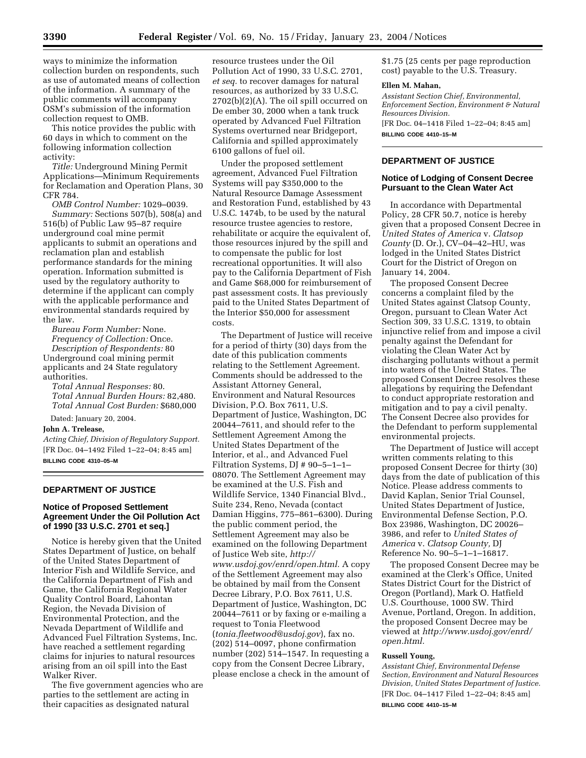ways to minimize the information collection burden on respondents, such as use of automated means of collection of the information. A summary of the public comments will accompany OSM's submission of the information collection request to OMB.

This notice provides the public with 60 days in which to comment on the following information collection activity:

*Title:* Underground Mining Permit Applications—Minimum Requirements for Reclamation and Operation Plans, 30 CFR 784.

*OMB Control Number:* 1029–0039.

*Summary:* Sections 507(b), 508(a) and 516(b) of Public Law 95–87 require underground coal mine permit applicants to submit an operations and reclamation plan and establish performance standards for the mining operation. Information submitted is used by the regulatory authority to determine if the applicant can comply with the applicable performance and environmental standards required by the law.

*Bureau Form Number:* None.

*Frequency of Collection:* Once.

*Description of Respondents:* 80 Underground coal mining permit applicants and 24 State regulatory authorities.

*Total Annual Responses:* 80.

*Total Annual Burden Hours:* 82,480.

*Total Annual Cost Burden:* $680,000

Dated: January 20, 2004.

**John A. Trelease,**

*Acting Chief, Division of Regulatory Support.*

[FR Doc. 04–1492 Filed 1–22–04; 8:45 am]

**BILLING CODE 4310–05–M**

## DEPARTMENT OF JUSTICE

### Notice of Proposed Settlement Agreement Under the Oil Pollution Act of 1990 [33 U.S.C. 2701 et seq.]

Notice is hereby given that the United States Department of Justice, on behalf of the United States Department of Interior Fish and Wildlife Service, and the California Department of Fish and Game, the California Regional Water Quality Control Board, Lahontan Region, the Nevada Division of Environmental Protection, and the Nevada Department of Wildlife and Advanced Fuel Filtration Systems, Inc. have reached a settlement regarding claims for injuries to natural resources arising from an oil spill into the East Walker River.

The five government agencies who are parties to the settlement are acting in their capacities as designated natural resource trustees under the Oil Pollution Act of 1990, 33 U.S.C. 2701, *et seq.* to recover damages for natural resources, as authorized by 33 U.S.C. 2702(b)(2)(A). The oil spill occurred on De ember 30, 2000 when a tank truck operated by Advanced Fuel Filtration Systems overturned near Bridgeport, California and spilled approximately 6100 gallons of fuel oil.

Under the proposed settlement agreement, Advanced Fuel Filtration Systems will pay $350,000 to the Natural Resource Damage Assessment and Restoration Fund, established by 43 U.S.C. 1474b, to be used by the natural resource trustee agencies to restore, rehabilitate or acquire the equivalent of, those resources injured by the spill and to compensate the public for lost recreational opportunities. It will also pay to the California Department of Fish and Game $68,000 for reimbursement of past assessment costs. It has previously paid to the United States Department of the Interior $50,000 for assessment costs.

The Department of Justice will receive for a period of thirty (30) days from the date of this publication comments relating to the Settlement Agreement. Comments should be addressed to the Assistant Attorney General, Environment and Natural Resources Division, P.O. Box 7611, U.S. Department of Justice, Washington, DC 20044–7611, and should refer to the Settlement Agreement Among the United States Department of the Interior, et al., and Advanced Fuel Filtration Systems, DJ # 90–5–1–1–08070. The Settlement Agreement may be examined at the U.S. Fish and Wildlife Service, 1340 Financial Blvd., Suite 234, Reno, Nevada (contact Damian Higgins, 775–861–6300). During the public comment period, the Settlement Agreement may also be examined on the following Department of Justice Web site, *http://www.usdoj.gov/enrd/open.html.* A copy of the Settlement Agreement may also be obtained by mail from the Consent Decree Library, P.O. Box 7611, U.S. Department of Justice, Washington, DC 20044–7611 or by faxing or e-mailing a request to Tonia Fleetwood (*tonia.fleetwood@usdoj.gov*), fax no. (202) 514–0097, phone confirmation number (202) 514–1547. In requesting a copy from the Consent Decree Library, please enclose a check in the amount of $1.75 (25 cents per page reproduction cost) payable to the U.S. Treasury.

**Ellen M. Mahan,**

*Assistant Section Chief, Environmental, Enforcement Section, Environment & Natural Resources Division.*

[FR Doc. 04–1418 Filed 1–22–04; 8:45 am]

**BILLING CODE 4410–15–M**

## DEPARTMENT OF JUSTICE

### Notice of Lodging of Consent Decree Pursuant to the Clean Water Act

In accordance with Departmental Policy, 28 CFR 50.7, notice is hereby given that a proposed Consent Decree in *United States of America* v. *Clatsop County* (D. Or.), CV–04–42–HU, was lodged in the United States District Court for the District of Oregon on January 14, 2004.

The proposed Consent Decree concerns a complaint filed by the United States against Clatsop County, Oregon, pursuant to Clean Water Act Section 309, 33 U.S.C. 1319, to obtain injunctive relief from and impose a civil penalty against the Defendant for violating the Clean Water Act by discharging pollutants without a permit into waters of the United States. The proposed Consent Decree resolves these allegations by requiring the Defendant to conduct appropriate restoration and mitigation and to pay a civil penalty. The Consent Decree also provides for the Defendant to perform supplemental environmental projects.

The Department of Justice will accept written comments relating to this proposed Consent Decree for thirty (30) days from the date of publication of this Notice. Please address comments to David Kaplan, Senior Trial Counsel, United States Department of Justice, Environmental Defense Section, P.O. Box 23986, Washington, DC 20026–3986, and refer to *United States of America* v. *Clatsop County,* DJ Reference No. 90–5–1–1–16817.

The proposed Consent Decree may be examined at the Clerk's Office, United States District Court for the District of Oregon (Portland), Mark O. Hatfield U.S. Courthouse, 1000 SW. Third Avenue, Portland, Oregon. In addition, the proposed Consent Decree may be viewed at *http://www.usdoj.gov/enrd/open.html.*

**Russell Young,**

*Assistant Chief, Environmental Defense Section, Environment and Natural Resources Division, United States Department of Justice.*

[FR Doc. 04–1417 Filed 1–22–04; 8:45 am]

**BILLING CODE 4410–15–M**